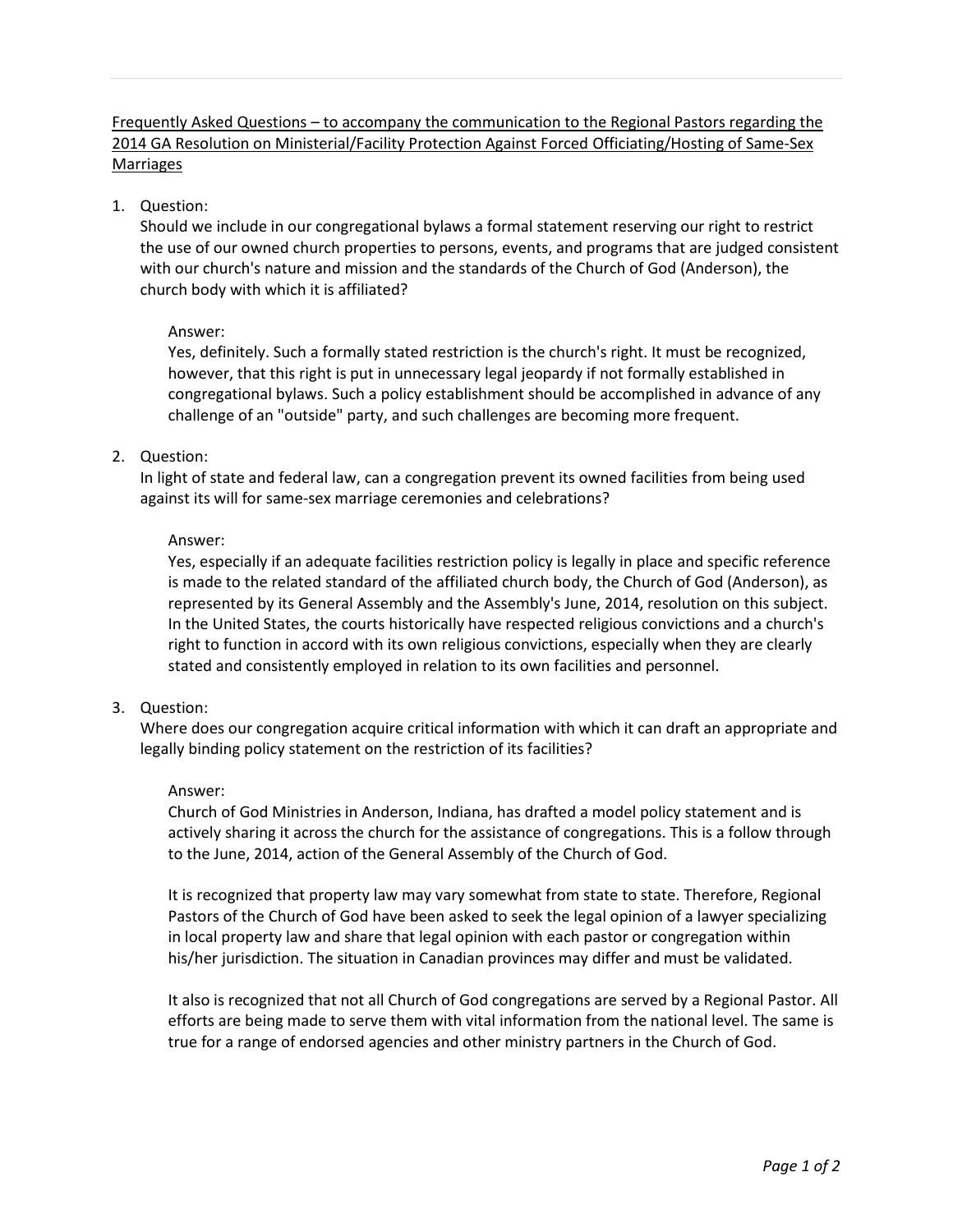Frequently Asked Questions – to accompany the communication to the Regional Pastors regarding the 2014 GA Resolution on Ministerial/Facility Protection Against Forced Officiating/Hosting of Same-Sex Marriages

1. Question:
   Should we include in our congregational bylaws a formal statement reserving our right to restrict the use of our owned church properties to persons, events, and programs that are judged consistent with our church's nature and mission and the standards of the Church of God (Anderson), the church body with which it is affiliated?

   Answer:
   Yes, definitely. Such a formally stated restriction is the church's right. It must be recognized, however, that this right is put in unnecessary legal jeopardy if not formally established in congregational bylaws. Such a policy establishment should be accomplished in advance of any challenge of an "outside" party, and such challenges are becoming more frequent.

2. Question:
   In light of state and federal law, can a congregation prevent its owned facilities from being used against its will for same-sex marriage ceremonies and celebrations?

   Answer:
   Yes, especially if an adequate facilities restriction policy is legally in place and specific reference is made to the related standard of the affiliated church body, the Church of God (Anderson), as represented by its General Assembly and the Assembly's June, 2014, resolution on this subject. In the United States, the courts historically have respected religious convictions and a church's right to function in accord with its own religious convictions, especially when they are clearly stated and consistently employed in relation to its own facilities and personnel.

3. Question:
   Where does our congregation acquire critical information with which it can draft an appropriate and legally binding policy statement on the restriction of its facilities?

   Answer:
   Church of God Ministries in Anderson, Indiana, has drafted a model policy statement and is actively sharing it across the church for the assistance of congregations. This is a follow through to the June, 2014, action of the General Assembly of the Church of God.

   It is recognized that property law may vary somewhat from state to state. Therefore, Regional Pastors of the Church of God have been asked to seek the legal opinion of a lawyer specializing in local property law and share that legal opinion with each pastor or congregation within his/her jurisdiction. The situation in Canadian provinces may differ and must be validated.

   It also is recognized that not all Church of God congregations are served by a Regional Pastor. All efforts are being made to serve them with vital information from the national level. The same is true for a range of endorsed agencies and other ministry partners in the Church of God.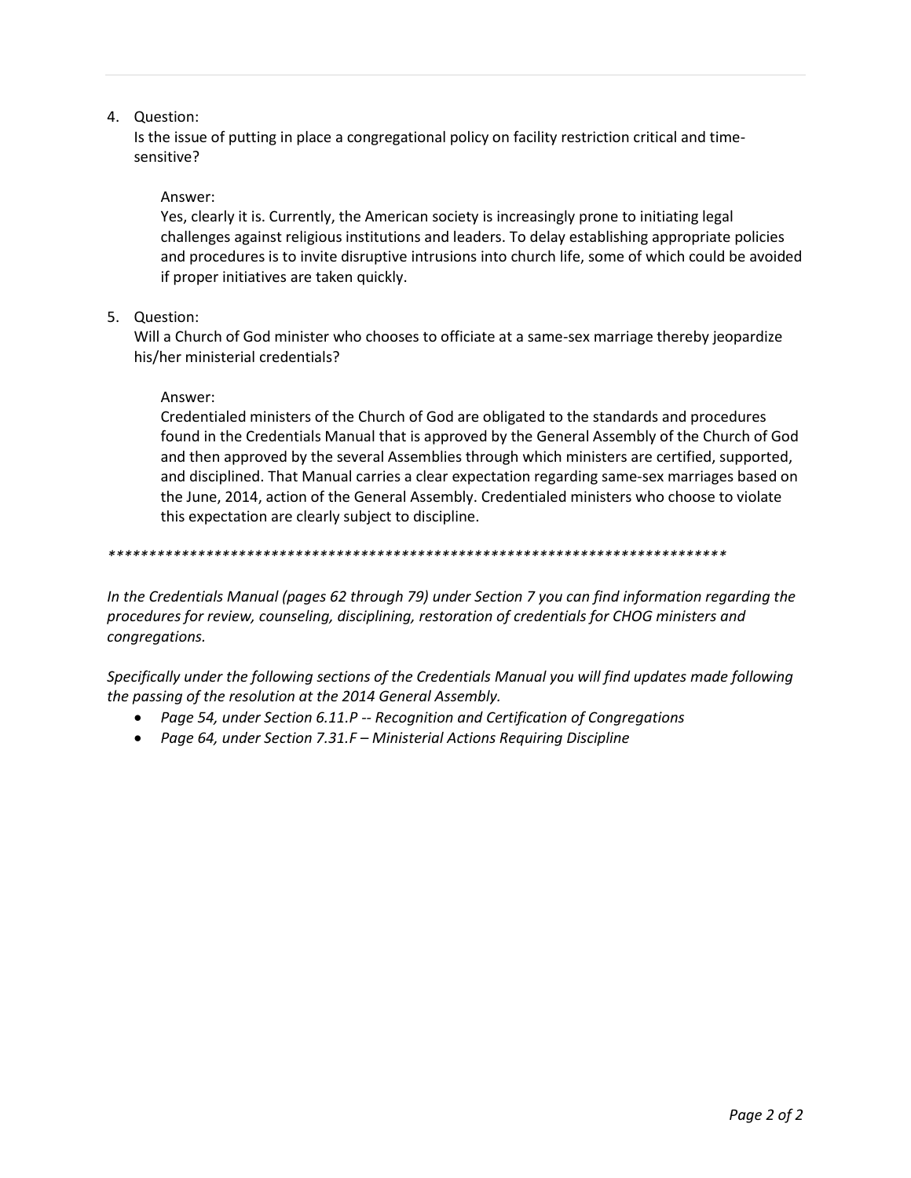4. Question:

   Is the issue of putting in place a congregational policy on facility restriction critical and time-sensitive?

   Answer:

   Yes, clearly it is. Currently, the American society is increasingly prone to initiating legal challenges against religious institutions and leaders. To delay establishing appropriate policies and procedures is to invite disruptive intrusions into church life, some of which could be avoided if proper initiatives are taken quickly.

5. Question:

   Will a Church of God minister who chooses to officiate at a same-sex marriage thereby jeopardize his/her ministerial credentials?

   Answer:

   Credentialed ministers of the Church of God are obligated to the standards and procedures found in the Credentials Manual that is approved by the General Assembly of the Church of God and then approved by the several Assemblies through which ministers are certified, supported, and disciplined. That Manual carries a clear expectation regarding same-sex marriages based on the June, 2014, action of the General Assembly. Credentialed ministers who choose to violate this expectation are clearly subject to discipline.

*****************************************************************************

*In the Credentials Manual (pages 62 through 79) under Section 7 you can find information regarding the procedures for review, counseling, disciplining, restoration of credentials for CHOG ministers and congregations.*

*Specifically under the following sections of the Credentials Manual you will find updates made following the passing of the resolution at the 2014 General Assembly.*

- *Page 54, under Section 6.11.P -- Recognition and Certification of Congregations*
- *Page 64, under Section 7.31.F – Ministerial Actions Requiring Discipline*